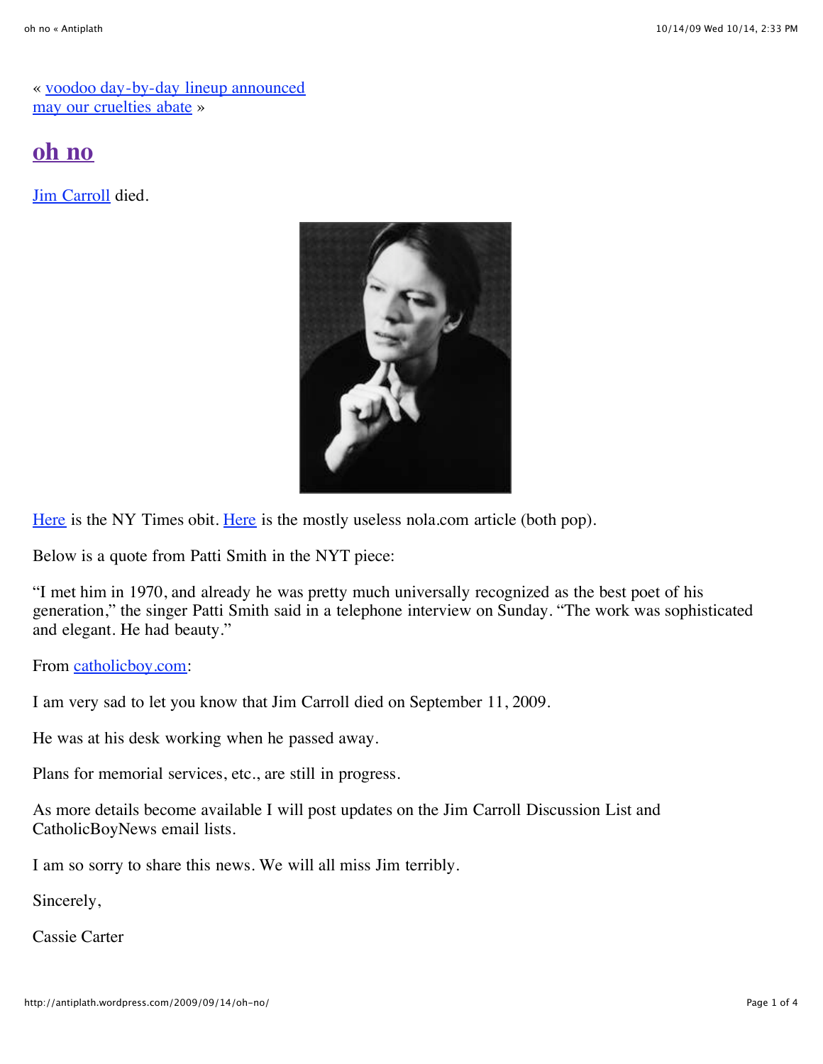« voodoo day-by-day lineup announced
may our cruelties abate »

# oh no

Jim Carroll died.

Here is the NY Times obit. Here is the mostly useless nola.com article (both pop).

Below is a quote from Patti Smith in the NYT piece:

"I met him in 1970, and already he was pretty much universally recognized as the best poet of his generation," the singer Patti Smith said in a telephone interview on Sunday. "The work was sophisticated and elegant. He had beauty."

From catholicboy.com:

I am very sad to let you know that Jim Carroll died on September 11, 2009.

He was at his desk working when he passed away.

Plans for memorial services, etc., are still in progress.

As more details become available I will post updates on the Jim Carroll Discussion List and CatholicBoyNews email lists.

I am so sorry to share this news. We will all miss Jim terribly.

Sincerely,

Cassie Carter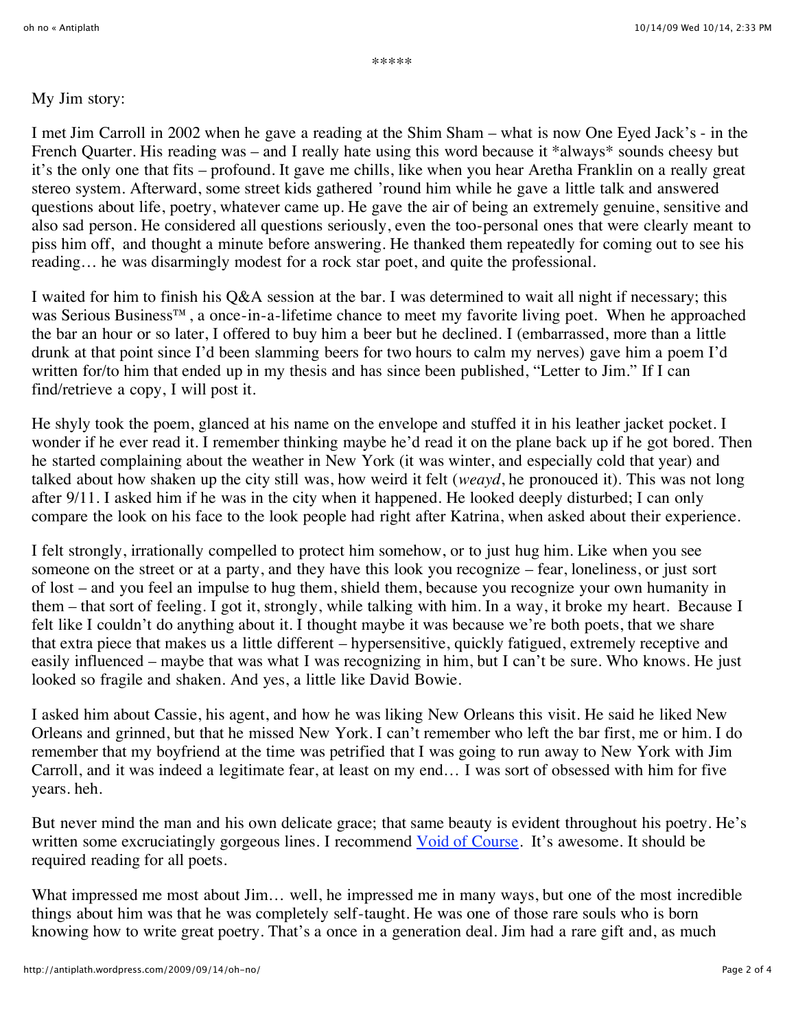*****

My Jim story:

I met Jim Carroll in 2002 when he gave a reading at the Shim Sham – what is now One Eyed Jack's - in the French Quarter. His reading was – and I really hate using this word because it *always* sounds cheesy but it's the only one that fits – profound. It gave me chills, like when you hear Aretha Franklin on a really great stereo system. Afterward, some street kids gathered 'round him while he gave a little talk and answered questions about life, poetry, whatever came up. He gave the air of being an extremely genuine, sensitive and also sad person. He considered all questions seriously, even the too-personal ones that were clearly meant to piss him off, and thought a minute before answering. He thanked them repeatedly for coming out to see his reading… he was disarmingly modest for a rock star poet, and quite the professional.

I waited for him to finish his Q&A session at the bar. I was determined to wait all night if necessary; this was Serious Business™ , a once-in-a-lifetime chance to meet my favorite living poet. When he approached the bar an hour or so later, I offered to buy him a beer but he declined. I (embarrassed, more than a little drunk at that point since I'd been slamming beers for two hours to calm my nerves) gave him a poem I'd written for/to him that ended up in my thesis and has since been published, "Letter to Jim." If I can find/retrieve a copy, I will post it.

He shyly took the poem, glanced at his name on the envelope and stuffed it in his leather jacket pocket. I wonder if he ever read it. I remember thinking maybe he'd read it on the plane back up if he got bored. Then he started complaining about the weather in New York (it was winter, and especially cold that year) and talked about how shaken up the city still was, how weird it felt (*weayd*, he pronounced it). This was not long after 9/11. I asked him if he was in the city when it happened. He looked deeply disturbed; I can only compare the look on his face to the look people had right after Katrina, when asked about their experience.

I felt strongly, irrationally compelled to protect him somehow, or to just hug him. Like when you see someone on the street or at a party, and they have this look you recognize – fear, loneliness, or just sort of lost – and you feel an impulse to hug them, shield them, because you recognize your own humanity in them – that sort of feeling. I got it, strongly, while talking with him. In a way, it broke my heart. Because I felt like I couldn't do anything about it. I thought maybe it was because we're both poets, that we share that extra piece that makes us a little different – hypersensitive, quickly fatigued, extremely receptive and easily influenced – maybe that was what I was recognizing in him, but I can't be sure. Who knows. He just looked so fragile and shaken. And yes, a little like David Bowie.

I asked him about Cassie, his agent, and how he was liking New Orleans this visit. He said he liked New Orleans and grinned, but that he missed New York. I can't remember who left the bar first, me or him. I do remember that my boyfriend at the time was petrified that I was going to run away to New York with Jim Carroll, and it was indeed a legitimate fear, at least on my end… I was sort of obsessed with him for five years. heh.

But never mind the man and his own delicate grace; that same beauty is evident throughout his poetry. He's written some excruciatingly gorgeous lines. I recommend [Void of Course](). It's awesome. It should be required reading for all poets.

What impressed me most about Jim… well, he impressed me in many ways, but one of the most incredible things about him was that he was completely self-taught. He was one of those rare souls who is born knowing how to write great poetry. That's a once in a generation deal. Jim had a rare gift and, as much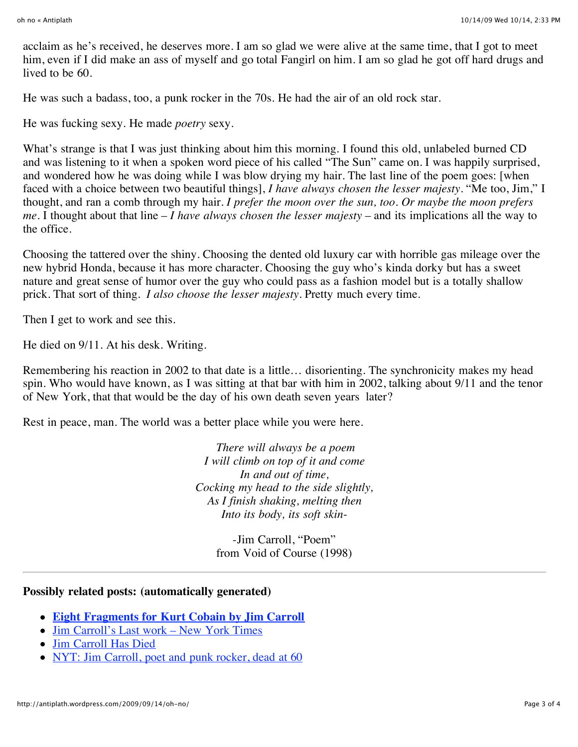acclaim as he's received, he deserves more. I am so glad we were alive at the same time, that I got to meet him, even if I did make an ass of myself and go total Fangirl on him. I am so glad he got off hard drugs and lived to be 60.

He was such a badass, too, a punk rocker in the 70s. He had the air of an old rock star.

He was fucking sexy. He made *poetry* sexy.

What's strange is that I was just thinking about him this morning. I found this old, unlabeled burned CD and was listening to it when a spoken word piece of his called "The Sun" came on. I was happily surprised, and wondered how he was doing while I was blow drying my hair. The last line of the poem goes: [when faced with a choice between two beautiful things], *I have always chosen the lesser majesty*. "Me too, Jim," I thought, and ran a comb through my hair. *I prefer the moon over the sun, too. Or maybe the moon prefers me*. I thought about that line – *I have always chosen the lesser majesty* – and its implications all the way to the office.

Choosing the tattered over the shiny. Choosing the dented old luxury car with horrible gas mileage over the new hybrid Honda, because it has more character. Choosing the guy who's kinda dorky but has a sweet nature and great sense of humor over the guy who could pass as a fashion model but is a totally shallow prick. That sort of thing. *I also choose the lesser majesty*. Pretty much every time.

Then I get to work and see this.

He died on 9/11. At his desk. Writing.

Remembering his reaction in 2002 to that date is a little… disorienting. The synchronicity makes my head spin. Who would have known, as I was sitting at that bar with him in 2002, talking about 9/11 and the tenor of New York, that that would be the day of his own death seven years later?

Rest in peace, man. The world was a better place while you were here.

*There will always be a poem*
*I will climb on top of it and come*
*In and out of time,*
*Cocking my head to the side slightly,*
*As I finish shaking, melting then*
*Into its body, its soft skin-*

-Jim Carroll, "Poem"
from Void of Course (1998)

---

**Possibly related posts: (automatically generated)**

- **Eight Fragments for Kurt Cobain by Jim Carroll**
- Jim Carroll's Last work – New York Times
- Jim Carroll Has Died
- NYT: Jim Carroll, poet and punk rocker, dead at 60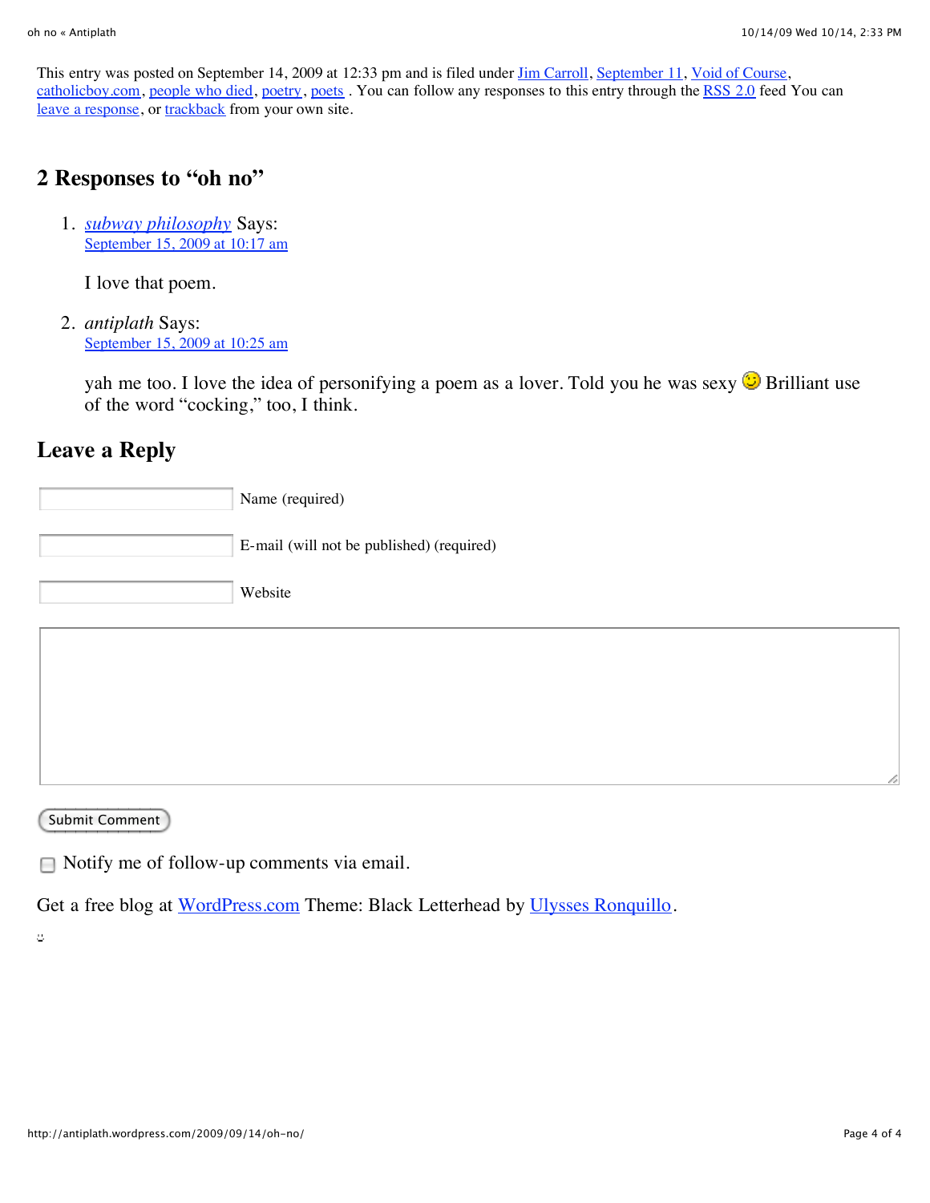This entry was posted on September 14, 2009 at 12:33 pm and is filed under Jim Carroll, September 11, Void of Course, catholicboy.com, people who died, poetry, poets . You can follow any responses to this entry through the RSS 2.0 feed You can leave a response, or trackback from your own site.

## 2 Responses to "oh no"

1. *subway philosophy* Says:
   September 15, 2009 at 10:17 am

   I love that poem.

2. *antiplath* Says:
   September 15, 2009 at 10:25 am

   yah me too. I love the idea of personifying a poem as a lover. Told you he was sexy ;) Brilliant use of the word "cocking," too, I think.

## Leave a Reply

Name (required)

E-mail (will not be published) (required)

Website

Submit Comment

Notify me of follow-up comments via email.

Get a free blog at WordPress.com Theme: Black Letterhead by Ulysses Ronquillo.